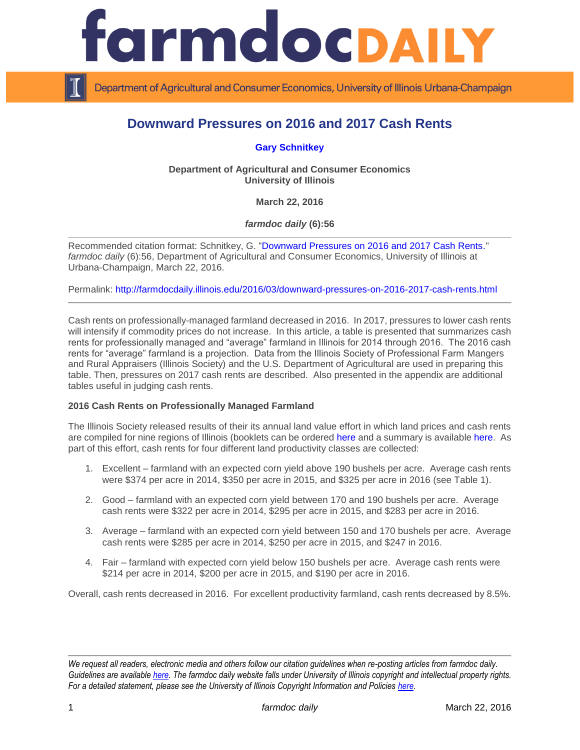farmdocDAILY

Department of Agricultural and Consumer Economics, University of Illinois Urbana-Champaign

# Downward Pressures on 2016 and 2017 Cash Rents

**Gary Schnitkey**

**Department of Agricultural and Consumer Economics**
**University of Illinois**

**March 22, 2016**

***farmdoc daily* (6):56**

---

Recommended citation format: Schnitkey, G. "Downward Pressures on 2016 and 2017 Cash Rents." *farmdoc daily* (6):56, Department of Agricultural and Consumer Economics, University of Illinois at Urbana-Champaign, March 22, 2016.

Permalink: http://farmdocdaily.illinois.edu/2016/03/downward-pressures-on-2016-2017-cash-rents.html

---

Cash rents on professionally-managed farmland decreased in 2016. In 2017, pressures to lower cash rents will intensify if commodity prices do not increase. In this article, a table is presented that summarizes cash rents for professionally managed and "average" farmland in Illinois for 2014 through 2016. The 2016 cash rents for "average" farmland is a projection. Data from the Illinois Society of Professional Farm Mangers and Rural Appraisers (Illinois Society) and the U.S. Department of Agricultural are used in preparing this table. Then, pressures on 2017 cash rents are described. Also presented in the appendix are additional tables useful in judging cash rents.

**2016 Cash Rents on Professionally Managed Farmland**

The Illinois Society released results of their its annual land value effort in which land prices and cash rents are compiled for nine regions of Illinois (booklets can be ordered here and a summary is available here. As part of this effort, cash rents for four different land productivity classes are collected:

1. Excellent – farmland with an expected corn yield above 190 bushels per acre. Average cash rents were $374 per acre in 2014, $350 per acre in 2015, and $325 per acre in 2016 (see Table 1).

2. Good – farmland with an expected corn yield between 170 and 190 bushels per acre. Average cash rents were $322 per acre in 2014, $295 per acre in 2015, and $283 per acre in 2016.

3. Average – farmland with an expected corn yield between 150 and 170 bushels per acre. Average cash rents were $285 per acre in 2014, $250 per acre in 2015, and $247 in 2016.

4. Fair – farmland with expected corn yield below 150 bushels per acre. Average cash rents were $214 per acre in 2014, $200 per acre in 2015, and $190 per acre in 2016.

Overall, cash rents decreased in 2016. For excellent productivity farmland, cash rents decreased by 8.5%.

---

*We request all readers, electronic media and others follow our citation guidelines when re-posting articles from farmdoc daily. Guidelines are available here. The farmdoc daily website falls under University of Illinois copyright and intellectual property rights. For a detailed statement, please see the University of Illinois Copyright Information and Policies here.*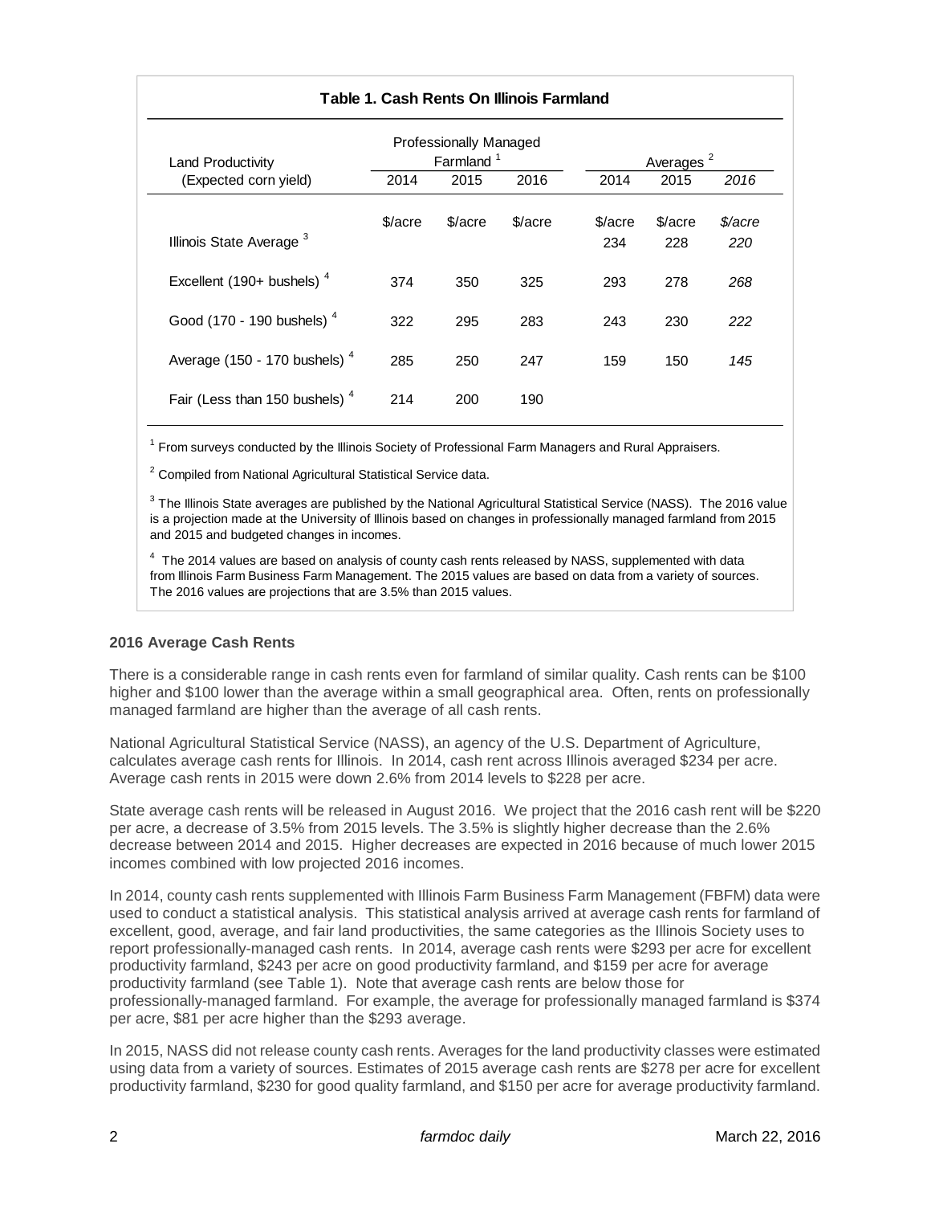**Table 1. Cash Rents On Illinois Farmland**

| Land Productivity (Expected corn yield) | Professionally Managed Farmland [1] | | | Averages [2] | | |
|---|---|---|---|---|---|---|
| | 2014 | 2015 | 2016 | 2014 | 2015 | *2016* |
| | $/acre | $/acre | $/acre | $/acre | $/acre | *$/acre* |
| Illinois State Average [3] | | | | 234 | 228 | *220* |
| Excellent (190+ bushels) [4] | 374 | 350 | 325 | 293 | 278 | *268* |
| Good (170 - 190 bushels) [4] | 322 | 295 | 283 | 243 | 230 | *222* |
| Average (150 - 170 bushels) [4] | 285 | 250 | 247 | 159 | 150 | *145* |
| Fair (Less than 150 bushels) [4] | 214 | 200 | 190 | | | |

[1] From surveys conducted by the Illinois Society of Professional Farm Managers and Rural Appraisers.

[2] Compiled from National Agricultural Statistical Service data.

[3] The Illinois State averages are published by the National Agricultural Statistical Service (NASS). The 2016 value is a projection made at the University of Illinois based on changes in professionally managed farmland from 2015 and 2015 and budgeted changes in incomes.

[4] The 2014 values are based on analysis of county cash rents released by NASS, supplemented with data from Illinois Farm Business Farm Management. The 2015 values are based on data from a variety of sources. The 2016 values are projections that are 3.5% than 2015 values.

### 2016 Average Cash Rents

There is a considerable range in cash rents even for farmland of similar quality. Cash rents can be $100 higher and $100 lower than the average within a small geographical area. Often, rents on professionally managed farmland are higher than the average of all cash rents.

National Agricultural Statistical Service (NASS), an agency of the U.S. Department of Agriculture, calculates average cash rents for Illinois. In 2014, cash rent across Illinois averaged $234 per acre. Average cash rents in 2015 were down 2.6% from 2014 levels to $228 per acre.

State average cash rents will be released in August 2016. We project that the 2016 cash rent will be $220 per acre, a decrease of 3.5% from 2015 levels. The 3.5% is slightly higher decrease than the 2.6% decrease between 2014 and 2015. Higher decreases are expected in 2016 because of much lower 2015 incomes combined with low projected 2016 incomes.

In 2014, county cash rents supplemented with Illinois Farm Business Farm Management (FBFM) data were used to conduct a statistical analysis. This statistical analysis arrived at average cash rents for farmland of excellent, good, average, and fair land productivities, the same categories as the Illinois Society uses to report professionally-managed cash rents. In 2014, average cash rents were $293 per acre for excellent productivity farmland, $243 per acre on good productivity farmland, and $159 per acre for average productivity farmland (see Table 1). Note that average cash rents are below those for professionally-managed farmland. For example, the average for professionally managed farmland is $374 per acre, $81 per acre higher than the $293 average.

In 2015, NASS did not release county cash rents. Averages for the land productivity classes were estimated using data from a variety of sources. Estimates of 2015 average cash rents are $278 per acre for excellent productivity farmland, $230 for good quality farmland, and $150 per acre for average productivity farmland.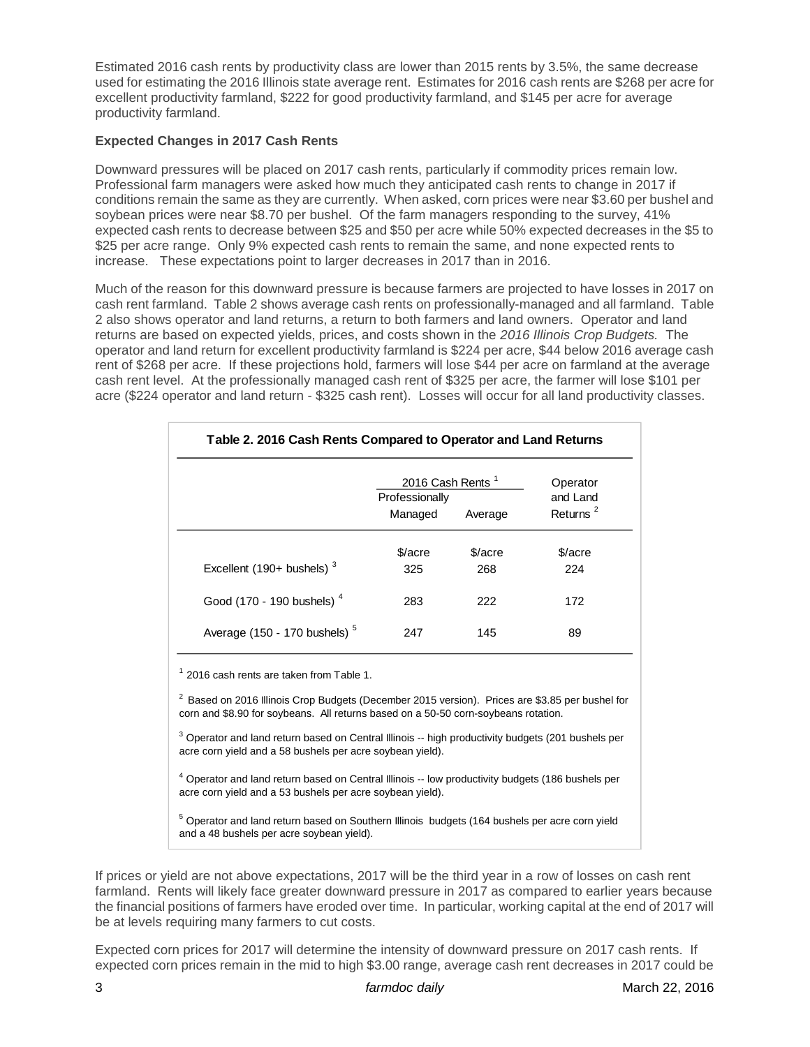Estimated 2016 cash rents by productivity class are lower than 2015 rents by 3.5%, the same decrease used for estimating the 2016 Illinois state average rent. Estimates for 2016 cash rents are $268 per acre for excellent productivity farmland, $222 for good productivity farmland, and $145 per acre for average productivity farmland.

**Expected Changes in 2017 Cash Rents**

Downward pressures will be placed on 2017 cash rents, particularly if commodity prices remain low. Professional farm managers were asked how much they anticipated cash rents to change in 2017 if conditions remain the same as they are currently. When asked, corn prices were near $3.60 per bushel and soybean prices were near $8.70 per bushel. Of the farm managers responding to the survey, 41% expected cash rents to decrease between $25 and $50 per acre while 50% expected decreases in the $5 to $25 per acre range. Only 9% expected cash rents to remain the same, and none expected rents to increase. These expectations point to larger decreases in 2017 than in 2016.

Much of the reason for this downward pressure is because farmers are projected to have losses in 2017 on cash rent farmland. Table 2 shows average cash rents on professionally-managed and all farmland. Table 2 also shows operator and land returns, a return to both farmers and land owners. Operator and land returns are based on expected yields, prices, and costs shown in the *2016 Illinois Crop Budgets.* The operator and land return for excellent productivity farmland is $224 per acre, $44 below 2016 average cash rent of $268 per acre. If these projections hold, farmers will lose $44 per acre on farmland at the average cash rent level. At the professionally managed cash rent of $325 per acre, the farmer will lose $101 per acre ($224 operator and land return - $325 cash rent). Losses will occur for all land productivity classes.

**Table 2. 2016 Cash Rents Compared to Operator and Land Returns**

| | 2016 Cash Rents [1] | | Operator and Land Returns [2] |
|---|---|---|---|
| | Professionally Managed | Average | |
| | $/acre | $/acre | $/acre |
| Excellent (190+ bushels) [3] | 325 | 268 | 224 |
| Good (170 - 190 bushels) [4] | 283 | 222 | 172 |
| Average (150 - 170 bushels) [5] | 247 | 145 | 89 |

[1] 2016 cash rents are taken from Table 1.

[2] Based on 2016 Illinois Crop Budgets (December 2015 version). Prices are $3.85 per bushel for corn and $8.90 for soybeans. All returns based on a 50-50 corn-soybeans rotation.

[3] Operator and land return based on Central Illinois -- high productivity budgets (201 bushels per acre corn yield and a 58 bushels per acre soybean yield).

[4] Operator and land return based on Central Illinois -- low productivity budgets (186 bushels per acre corn yield and a 53 bushels per acre soybean yield).

[5] Operator and land return based on Southern Illinois budgets (164 bushels per acre corn yield and a 48 bushels per acre soybean yield).

If prices or yield are not above expectations, 2017 will be the third year in a row of losses on cash rent farmland. Rents will likely face greater downward pressure in 2017 as compared to earlier years because the financial positions of farmers have eroded over time. In particular, working capital at the end of 2017 will be at levels requiring many farmers to cut costs.

Expected corn prices for 2017 will determine the intensity of downward pressure on 2017 cash rents. If expected corn prices remain in the mid to high $3.00 range, average cash rent decreases in 2017 could be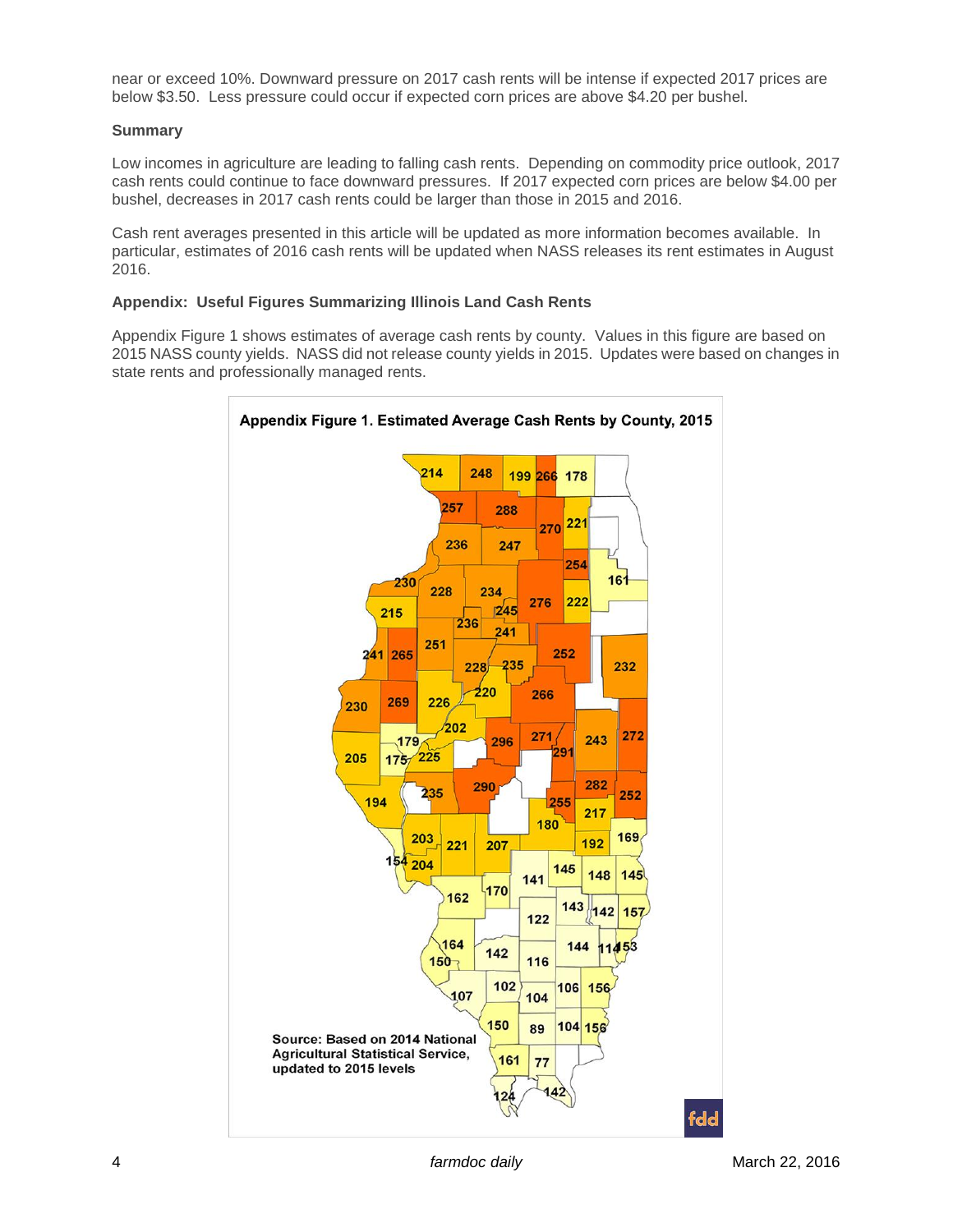near or exceed 10%. Downward pressure on 2017 cash rents will be intense if expected 2017 prices are below $3.50. Less pressure could occur if expected corn prices are above $4.20 per bushel.

**Summary**

Low incomes in agriculture are leading to falling cash rents. Depending on commodity price outlook, 2017 cash rents could continue to face downward pressures. If 2017 expected corn prices are below $4.00 per bushel, decreases in 2017 cash rents could be larger than those in 2015 and 2016.

Cash rent averages presented in this article will be updated as more information becomes available. In particular, estimates of 2016 cash rents will be updated when NASS releases its rent estimates in August 2016.

**Appendix: Useful Figures Summarizing Illinois Land Cash Rents**

Appendix Figure 1 shows estimates of average cash rents by county. Values in this figure are based on 2015 NASS county yields. NASS did not release county yields in 2015. Updates were based on changes in state rents and professionally managed rents.

**Appendix Figure 1. Estimated Average Cash Rents by County, 2015**

Source: Based on 2014 National Agricultural Statistical Service, updated to 2015 levels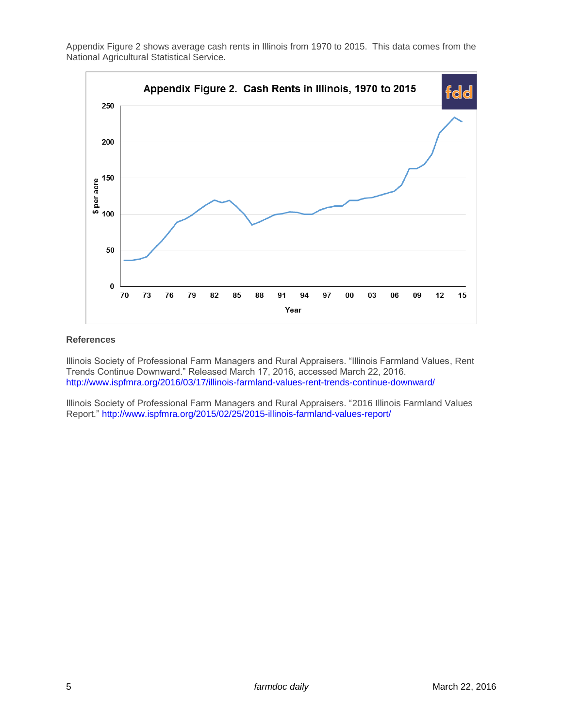Appendix Figure 2 shows average cash rents in Illinois from 1970 to 2015. This data comes from the National Agricultural Statistical Service.

Appendix Figure 2. Cash Rents in Illinois, 1970 to 2015

fdd

250
200
150
100
50
0

$ per acre

70 73 76 79 82 85 88 91 94 97 00 03 06 09 12 15

Year

**References**

Illinois Society of Professional Farm Managers and Rural Appraisers. “Illinois Farmland Values, Rent Trends Continue Downward.” Released March 17, 2016, accessed March 22, 2016. http://www.ispfmra.org/2016/03/17/illinois-farmland-values-rent-trends-continue-downward/

Illinois Society of Professional Farm Managers and Rural Appraisers. “2016 Illinois Farmland Values Report.” http://www.ispfmra.org/2015/02/25/2015-illinois-farmland-values-report/